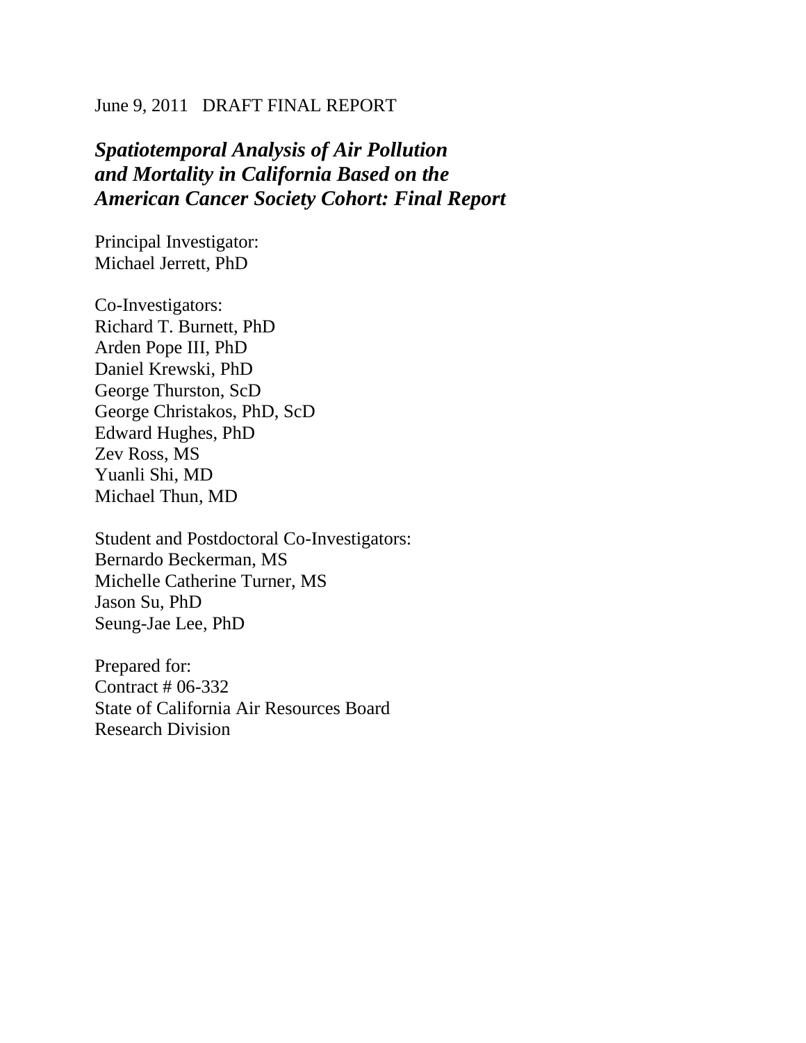June 9, 2011 DRAFT FINAL REPORT

# *Spatiotemporal Analysis of Air Pollution and Mortality in California Based on the American Cancer Society Cohort: Final Report*

Principal Investigator:
Michael Jerrett, PhD

Co-Investigators:
Richard T. Burnett, PhD
Arden Pope III, PhD
Daniel Krewski, PhD
George Thurston, ScD
George Christakos, PhD, ScD
Edward Hughes, PhD
Zev Ross, MS
Yuanli Shi, MD
Michael Thun, MD

Student and Postdoctoral Co-Investigators:
Bernardo Beckerman, MS
Michelle Catherine Turner, MS
Jason Su, PhD
Seung-Jae Lee, PhD

Prepared for:
Contract # 06-332
State of California Air Resources Board
Research Division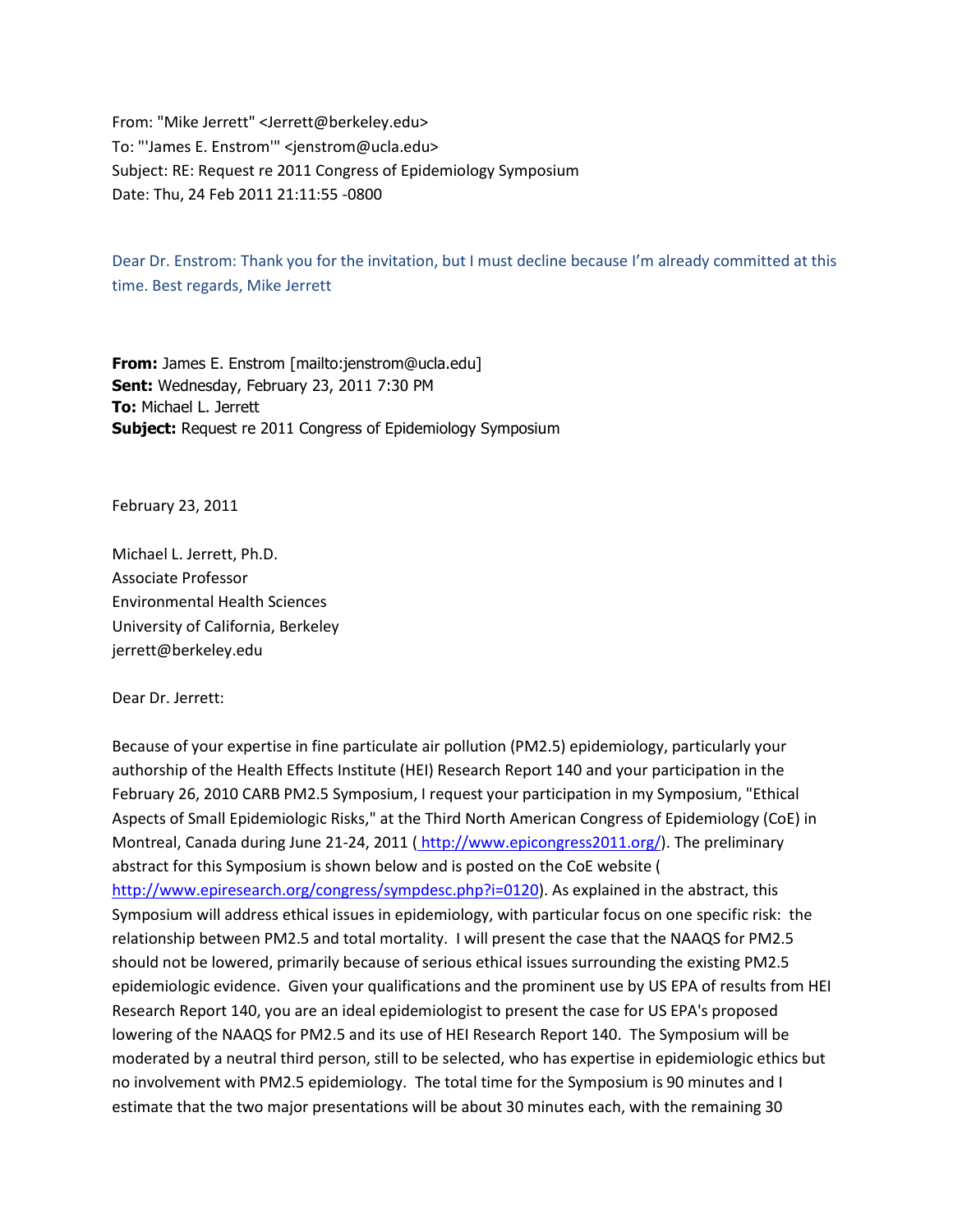From: "Mike Jerrett" <Jerrett@berkeley.edu>
To: "'James E. Enstrom'" <jenstrom@ucla.edu>
Subject: RE: Request re 2011 Congress of Epidemiology Symposium
Date: Thu, 24 Feb 2011 21:11:55 -0800

Dear Dr. Enstrom: Thank you for the invitation, but I must decline because I'm already committed at this time. Best regards, Mike Jerrett

**From:** James E. Enstrom [mailto:jenstrom@ucla.edu]
**Sent:** Wednesday, February 23, 2011 7:30 PM
**To:** Michael L. Jerrett
**Subject:** Request re 2011 Congress of Epidemiology Symposium

February 23, 2011

Michael L. Jerrett, Ph.D.
Associate Professor
Environmental Health Sciences
University of California, Berkeley
jerrett@berkeley.edu

Dear Dr. Jerrett:

Because of your expertise in fine particulate air pollution (PM2.5) epidemiology, particularly your authorship of the Health Effects Institute (HEI) Research Report 140 and your participation in the February 26, 2010 CARB PM2.5 Symposium, I request your participation in my Symposium, "Ethical Aspects of Small Epidemiologic Risks," at the Third North American Congress of Epidemiology (CoE) in Montreal, Canada during June 21-24, 2011 ( http://www.epicongress2011.org/). The preliminary abstract for this Symposium is shown below and is posted on the CoE website ( http://www.epiresearch.org/congress/sympdesc.php?i=0120). As explained in the abstract, this Symposium will address ethical issues in epidemiology, with particular focus on one specific risk: the relationship between PM2.5 and total mortality. I will present the case that the NAAQS for PM2.5 should not be lowered, primarily because of serious ethical issues surrounding the existing PM2.5 epidemiologic evidence. Given your qualifications and the prominent use by US EPA of results from HEI Research Report 140, you are an ideal epidemiologist to present the case for US EPA's proposed lowering of the NAAQS for PM2.5 and its use of HEI Research Report 140. The Symposium will be moderated by a neutral third person, still to be selected, who has expertise in epidemiologic ethics but no involvement with PM2.5 epidemiology. The total time for the Symposium is 90 minutes and I estimate that the two major presentations will be about 30 minutes each, with the remaining 30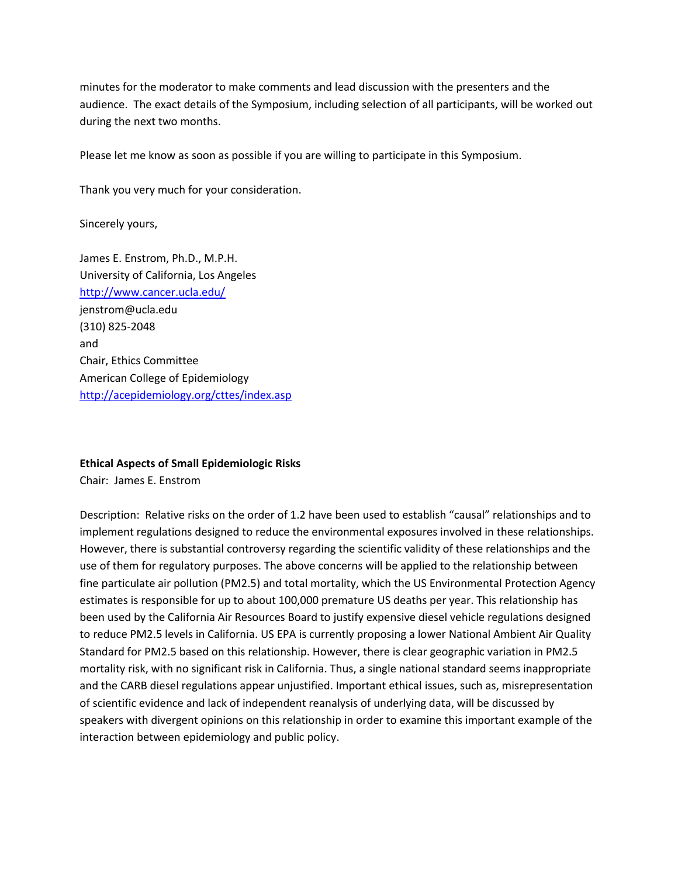minutes for the moderator to make comments and lead discussion with the presenters and the audience. The exact details of the Symposium, including selection of all participants, will be worked out during the next two months.

Please let me know as soon as possible if you are willing to participate in this Symposium.

Thank you very much for your consideration.

Sincerely yours,

James E. Enstrom, Ph.D., M.P.H.
University of California, Los Angeles
http://www.cancer.ucla.edu/
jenstrom@ucla.edu
(310) 825-2048
and
Chair, Ethics Committee
American College of Epidemiology
http://acepidemiology.org/cttes/index.asp

**Ethical Aspects of Small Epidemiologic Risks**

Chair: James E. Enstrom

Description: Relative risks on the order of 1.2 have been used to establish "causal" relationships and to implement regulations designed to reduce the environmental exposures involved in these relationships. However, there is substantial controversy regarding the scientific validity of these relationships and the use of them for regulatory purposes. The above concerns will be applied to the relationship between fine particulate air pollution ($PM_{2.5}$) and total mortality, which the US Environmental Protection Agency estimates is responsible for up to about 100,000 premature US deaths per year. This relationship has been used by the California Air Resources Board to justify expensive diesel vehicle regulations designed to reduce $PM_{2.5}$ levels in California. US EPA is currently proposing a lower National Ambient Air Quality Standard for $PM_{2.5}$ based on this relationship. However, there is clear geographic variation in $PM_{2.5}$ mortality risk, with no significant risk in California. Thus, a single national standard seems inappropriate and the CARB diesel regulations appear unjustified. Important ethical issues, such as, misrepresentation of scientific evidence and lack of independent reanalysis of underlying data, will be discussed by speakers with divergent opinions on this relationship in order to examine this important example of the interaction between epidemiology and public policy.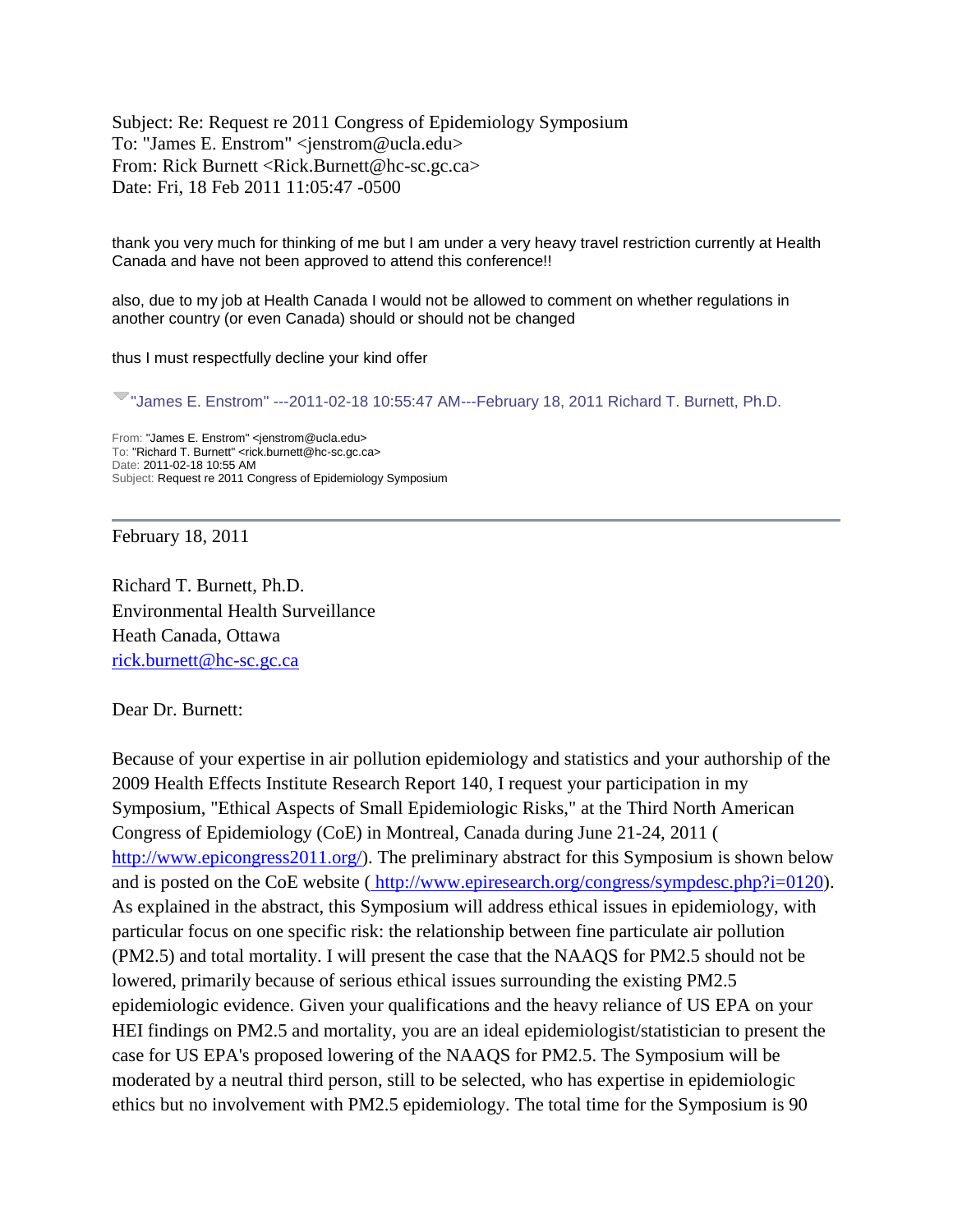Subject: Re: Request re 2011 Congress of Epidemiology Symposium
To: "James E. Enstrom" <jenstrom@ucla.edu>
From: Rick Burnett <Rick.Burnett@hc-sc.gc.ca>
Date: Fri, 18 Feb 2011 11:05:47 -0500

thank you very much for thinking of me but I am under a very heavy travel restriction currently at Health Canada and have not been approved to attend this conference!!

also, due to my job at Health Canada I would not be allowed to comment on whether regulations in another country (or even Canada) should or should not be changed

thus I must respectfully decline your kind offer

"James E. Enstrom" ---2011-02-18 10:55:47 AM---February 18, 2011 Richard T. Burnett, Ph.D.

From: "James E. Enstrom" <jenstrom@ucla.edu>
To: "Richard T. Burnett" <rick.burnett@hc-sc.gc.ca>
Date: 2011-02-18 10:55 AM
Subject: Request re 2011 Congress of Epidemiology Symposium

---

February 18, 2011

Richard T. Burnett, Ph.D.
Environmental Health Surveillance
Heath Canada, Ottawa
rick.burnett@hc-sc.gc.ca

Dear Dr. Burnett:

Because of your expertise in air pollution epidemiology and statistics and your authorship of the 2009 Health Effects Institute Research Report 140, I request your participation in my Symposium, "Ethical Aspects of Small Epidemiologic Risks," at the Third North American Congress of Epidemiology (CoE) in Montreal, Canada during June 21-24, 2011 ( http://www.epicongress2011.org/). The preliminary abstract for this Symposium is shown below and is posted on the CoE website ( http://www.epiresearch.org/congress/sympdesc.php?i=0120). As explained in the abstract, this Symposium will address ethical issues in epidemiology, with particular focus on one specific risk: the relationship between fine particulate air pollution (PM2.5) and total mortality. I will present the case that the NAAQS for PM2.5 should not be lowered, primarily because of serious ethical issues surrounding the existing PM2.5 epidemiologic evidence. Given your qualifications and the heavy reliance of US EPA on your HEI findings on PM2.5 and mortality, you are an ideal epidemiologist/statistician to present the case for US EPA's proposed lowering of the NAAQS for PM2.5. The Symposium will be moderated by a neutral third person, still to be selected, who has expertise in epidemiologic ethics but no involvement with PM2.5 epidemiology. The total time for the Symposium is 90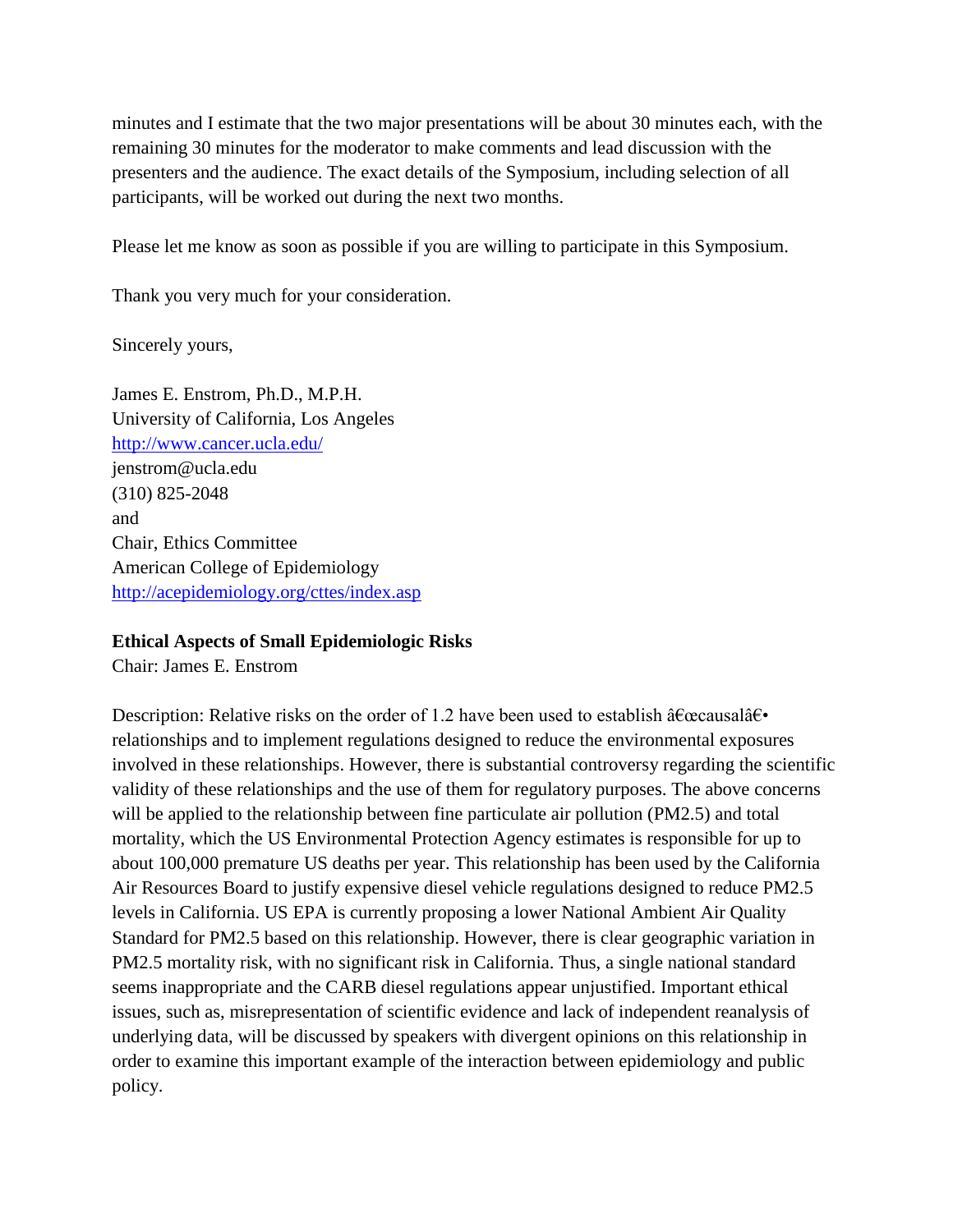minutes and I estimate that the two major presentations will be about 30 minutes each, with the remaining 30 minutes for the moderator to make comments and lead discussion with the presenters and the audience. The exact details of the Symposium, including selection of all participants, will be worked out during the next two months.

Please let me know as soon as possible if you are willing to participate in this Symposium.

Thank you very much for your consideration.

Sincerely yours,

James E. Enstrom, Ph.D., M.P.H.
University of California, Los Angeles
http://www.cancer.ucla.edu/
jenstrom@ucla.edu
(310) 825-2048
and
Chair, Ethics Committee
American College of Epidemiology
http://acepidemiology.org/cttes/index.asp

**Ethical Aspects of Small Epidemiologic Risks**
Chair: James E. Enstrom

Description: Relative risks on the order of 1.2 have been used to establish â€œcausalâ€• relationships and to implement regulations designed to reduce the environmental exposures involved in these relationships. However, there is substantial controversy regarding the scientific validity of these relationships and the use of them for regulatory purposes. The above concerns will be applied to the relationship between fine particulate air pollution (PM2.5) and total mortality, which the US Environmental Protection Agency estimates is responsible for up to about 100,000 premature US deaths per year. This relationship has been used by the California Air Resources Board to justify expensive diesel vehicle regulations designed to reduce PM2.5 levels in California. US EPA is currently proposing a lower National Ambient Air Quality Standard for PM2.5 based on this relationship. However, there is clear geographic variation in PM2.5 mortality risk, with no significant risk in California. Thus, a single national standard seems inappropriate and the CARB diesel regulations appear unjustified. Important ethical issues, such as, misrepresentation of scientific evidence and lack of independent reanalysis of underlying data, will be discussed by speakers with divergent opinions on this relationship in order to examine this important example of the interaction between epidemiology and public policy.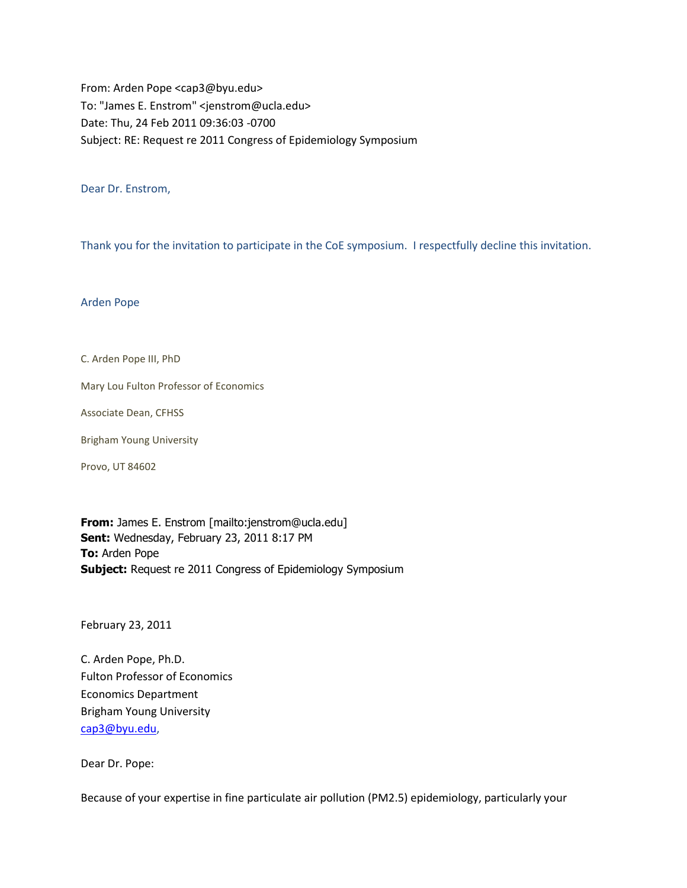From: Arden Pope <cap3@byu.edu>
To: "James E. Enstrom" <jenstrom@ucla.edu>
Date: Thu, 24 Feb 2011 09:36:03 -0700
Subject: RE: Request re 2011 Congress of Epidemiology Symposium

Dear Dr. Enstrom,

Thank you for the invitation to participate in the CoE symposium. I respectfully decline this invitation.

Arden Pope

C. Arden Pope III, PhD

Mary Lou Fulton Professor of Economics

Associate Dean, CFHSS

Brigham Young University

Provo, UT 84602

**From:** James E. Enstrom [mailto:jenstrom@ucla.edu]
**Sent:** Wednesday, February 23, 2011 8:17 PM
**To:** Arden Pope
**Subject:** Request re 2011 Congress of Epidemiology Symposium

February 23, 2011

C. Arden Pope, Ph.D.
Fulton Professor of Economics
Economics Department
Brigham Young University
cap3@byu.edu,

Dear Dr. Pope:

Because of your expertise in fine particulate air pollution (PM2.5) epidemiology, particularly your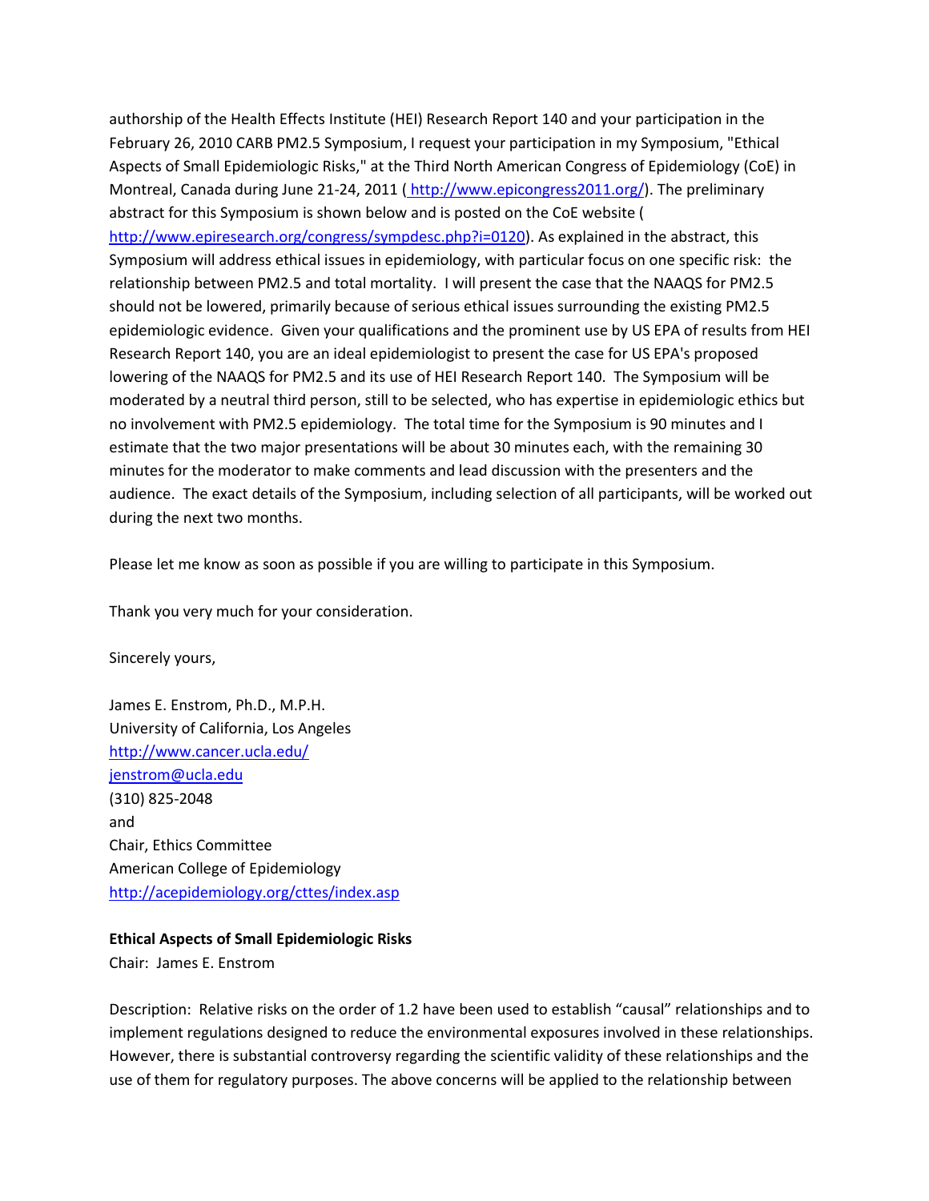authorship of the Health Effects Institute (HEI) Research Report 140 and your participation in the February 26, 2010 CARB PM2.5 Symposium, I request your participation in my Symposium, "Ethical Aspects of Small Epidemiologic Risks," at the Third North American Congress of Epidemiology (CoE) in Montreal, Canada during June 21-24, 2011 ( http://www.epicongress2011.org/). The preliminary abstract for this Symposium is shown below and is posted on the CoE website ( http://www.epiresearch.org/congress/sympdesc.php?i=0120). As explained in the abstract, this Symposium will address ethical issues in epidemiology, with particular focus on one specific risk: the relationship between PM2.5 and total mortality. I will present the case that the NAAQS for PM2.5 should not be lowered, primarily because of serious ethical issues surrounding the existing PM2.5 epidemiologic evidence. Given your qualifications and the prominent use by US EPA of results from HEI Research Report 140, you are an ideal epidemiologist to present the case for US EPA's proposed lowering of the NAAQS for PM2.5 and its use of HEI Research Report 140. The Symposium will be moderated by a neutral third person, still to be selected, who has expertise in epidemiologic ethics but no involvement with PM2.5 epidemiology. The total time for the Symposium is 90 minutes and I estimate that the two major presentations will be about 30 minutes each, with the remaining 30 minutes for the moderator to make comments and lead discussion with the presenters and the audience. The exact details of the Symposium, including selection of all participants, will be worked out during the next two months.

Please let me know as soon as possible if you are willing to participate in this Symposium.

Thank you very much for your consideration.

Sincerely yours,

James E. Enstrom, Ph.D., M.P.H.
University of California, Los Angeles
http://www.cancer.ucla.edu/
jenstrom@ucla.edu
(310) 825-2048
and
Chair, Ethics Committee
American College of Epidemiology
http://acepidemiology.org/cttes/index.asp

**Ethical Aspects of Small Epidemiologic Risks**
Chair: James E. Enstrom

Description: Relative risks on the order of 1.2 have been used to establish "causal" relationships and to implement regulations designed to reduce the environmental exposures involved in these relationships. However, there is substantial controversy regarding the scientific validity of these relationships and the use of them for regulatory purposes. The above concerns will be applied to the relationship between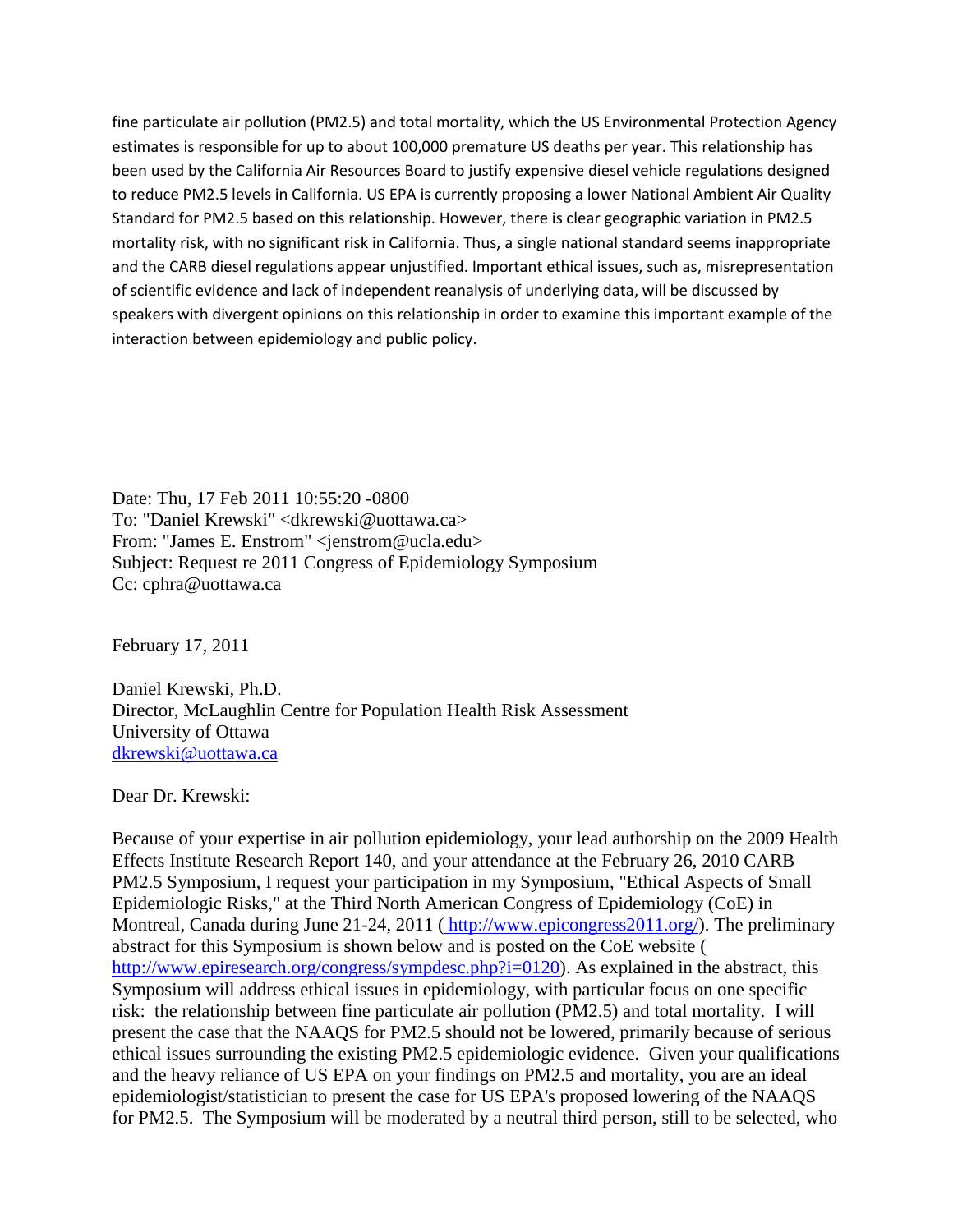fine particulate air pollution (PM2.5) and total mortality, which the US Environmental Protection Agency estimates is responsible for up to about 100,000 premature US deaths per year. This relationship has been used by the California Air Resources Board to justify expensive diesel vehicle regulations designed to reduce PM2.5 levels in California. US EPA is currently proposing a lower National Ambient Air Quality Standard for PM2.5 based on this relationship. However, there is clear geographic variation in PM2.5 mortality risk, with no significant risk in California. Thus, a single national standard seems inappropriate and the CARB diesel regulations appear unjustified. Important ethical issues, such as, misrepresentation of scientific evidence and lack of independent reanalysis of underlying data, will be discussed by speakers with divergent opinions on this relationship in order to examine this important example of the interaction between epidemiology and public policy.

Date: Thu, 17 Feb 2011 10:55:20 -0800
To: "Daniel Krewski" <dkrewski@uottawa.ca>
From: "James E. Enstrom" <jenstrom@ucla.edu>
Subject: Request re 2011 Congress of Epidemiology Symposium
Cc: cphra@uottawa.ca

February 17, 2011

Daniel Krewski, Ph.D.
Director, McLaughlin Centre for Population Health Risk Assessment
University of Ottawa
dkrewski@uottawa.ca

Dear Dr. Krewski:

Because of your expertise in air pollution epidemiology, your lead authorship on the 2009 Health Effects Institute Research Report 140, and your attendance at the February 26, 2010 CARB PM2.5 Symposium, I request your participation in my Symposium, "Ethical Aspects of Small Epidemiologic Risks," at the Third North American Congress of Epidemiology (CoE) in Montreal, Canada during June 21-24, 2011 ( http://www.epicongress2011.org/). The preliminary abstract for this Symposium is shown below and is posted on the CoE website ( http://www.epiresearch.org/congress/sympdesc.php?i=0120). As explained in the abstract, this Symposium will address ethical issues in epidemiology, with particular focus on one specific risk: the relationship between fine particulate air pollution (PM2.5) and total mortality. I will present the case that the NAAQS for PM2.5 should not be lowered, primarily because of serious ethical issues surrounding the existing PM2.5 epidemiologic evidence. Given your qualifications and the heavy reliance of US EPA on your findings on PM2.5 and mortality, you are an ideal epidemiologist/statistician to present the case for US EPA's proposed lowering of the NAAQS for PM2.5. The Symposium will be moderated by a neutral third person, still to be selected, who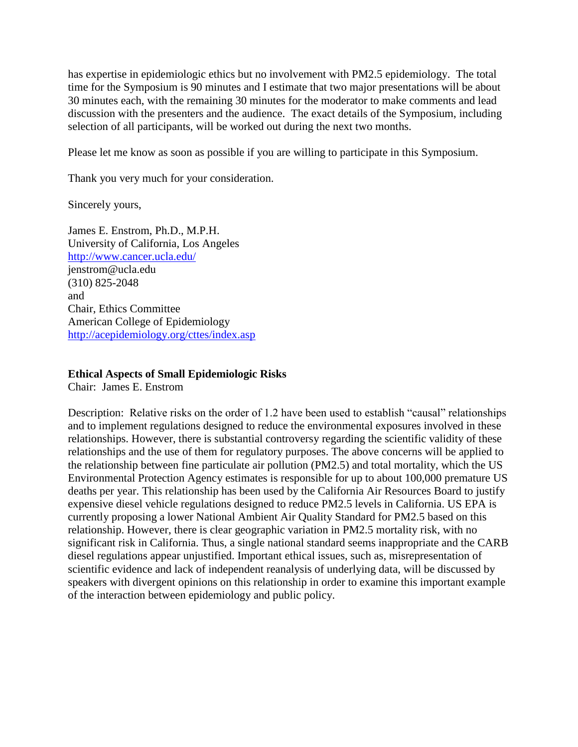has expertise in epidemiologic ethics but no involvement with PM2.5 epidemiology. The total time for the Symposium is 90 minutes and I estimate that two major presentations will be about 30 minutes each, with the remaining 30 minutes for the moderator to make comments and lead discussion with the presenters and the audience. The exact details of the Symposium, including selection of all participants, will be worked out during the next two months.

Please let me know as soon as possible if you are willing to participate in this Symposium.

Thank you very much for your consideration.

Sincerely yours,

James E. Enstrom, Ph.D., M.P.H.
University of California, Los Angeles
http://www.cancer.ucla.edu/
jenstrom@ucla.edu
(310) 825-2048
and
Chair, Ethics Committee
American College of Epidemiology
http://acepidemiology.org/cttes/index.asp

**Ethical Aspects of Small Epidemiologic Risks**
Chair: James E. Enstrom

Description: Relative risks on the order of 1.2 have been used to establish "causal" relationships and to implement regulations designed to reduce the environmental exposures involved in these relationships. However, there is substantial controversy regarding the scientific validity of these relationships and the use of them for regulatory purposes. The above concerns will be applied to the relationship between fine particulate air pollution (PM2.5) and total mortality, which the US Environmental Protection Agency estimates is responsible for up to about 100,000 premature US deaths per year. This relationship has been used by the California Air Resources Board to justify expensive diesel vehicle regulations designed to reduce PM2.5 levels in California. US EPA is currently proposing a lower National Ambient Air Quality Standard for PM2.5 based on this relationship. However, there is clear geographic variation in PM2.5 mortality risk, with no significant risk in California. Thus, a single national standard seems inappropriate and the CARB diesel regulations appear unjustified. Important ethical issues, such as, misrepresentation of scientific evidence and lack of independent reanalysis of underlying data, will be discussed by speakers with divergent opinions on this relationship in order to examine this important example of the interaction between epidemiology and public policy.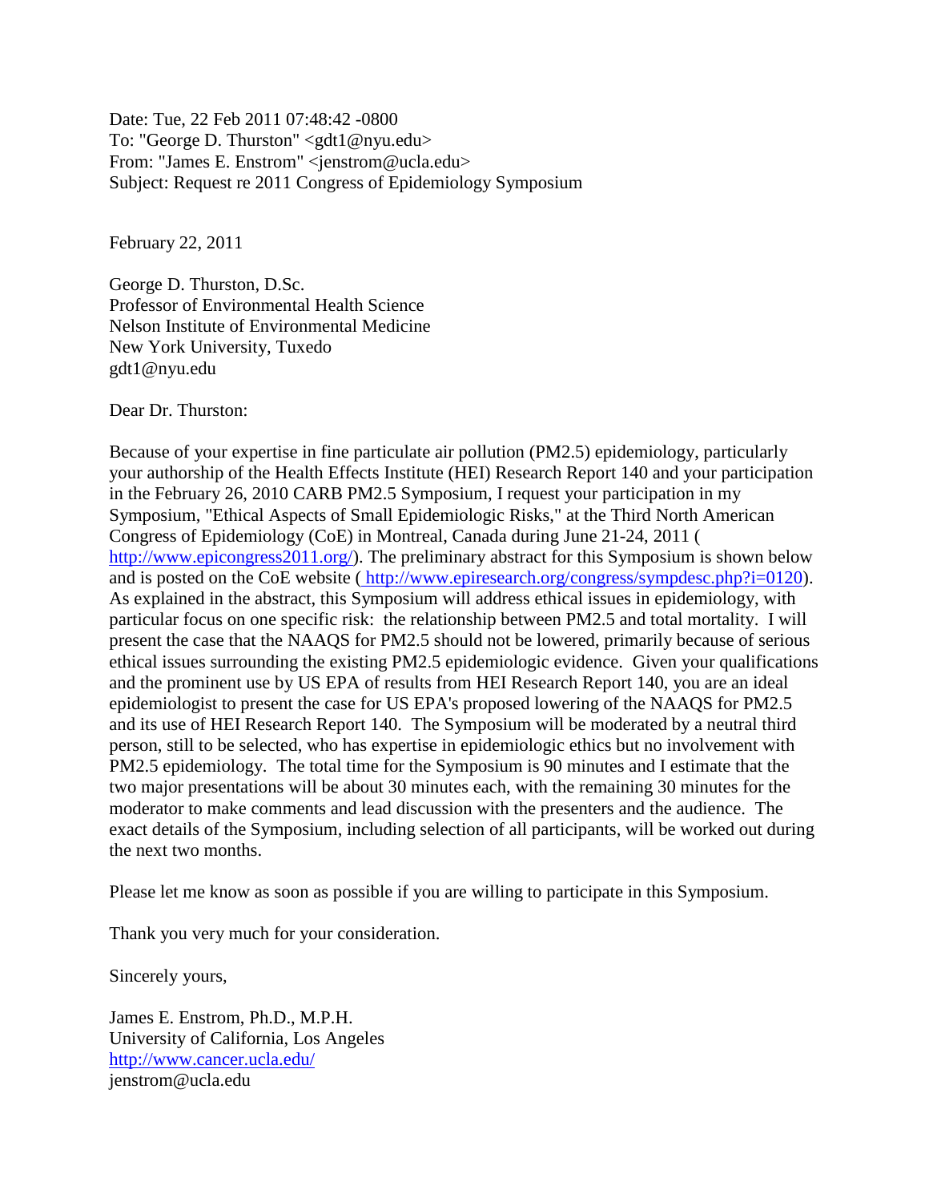Date: Tue, 22 Feb 2011 07:48:42 -0800
To: "George D. Thurston" <gdt1@nyu.edu>
From: "James E. Enstrom" <jenstrom@ucla.edu>
Subject: Request re 2011 Congress of Epidemiology Symposium

February 22, 2011

George D. Thurston, D.Sc.
Professor of Environmental Health Science
Nelson Institute of Environmental Medicine
New York University, Tuxedo
gdt1@nyu.edu

Dear Dr. Thurston:

Because of your expertise in fine particulate air pollution (PM2.5) epidemiology, particularly your authorship of the Health Effects Institute (HEI) Research Report 140 and your participation in the February 26, 2010 CARB PM2.5 Symposium, I request your participation in my Symposium, "Ethical Aspects of Small Epidemiologic Risks," at the Third North American Congress of Epidemiology (CoE) in Montreal, Canada during June 21-24, 2011 ( http://www.epicongress2011.org/). The preliminary abstract for this Symposium is shown below and is posted on the CoE website ( http://www.epiresearch.org/congress/sympdesc.php?i=0120). As explained in the abstract, this Symposium will address ethical issues in epidemiology, with particular focus on one specific risk: the relationship between PM2.5 and total mortality. I will present the case that the NAAQS for PM2.5 should not be lowered, primarily because of serious ethical issues surrounding the existing PM2.5 epidemiologic evidence. Given your qualifications and the prominent use by US EPA of results from HEI Research Report 140, you are an ideal epidemiologist to present the case for US EPA's proposed lowering of the NAAQS for PM2.5 and its use of HEI Research Report 140. The Symposium will be moderated by a neutral third person, still to be selected, who has expertise in epidemiologic ethics but no involvement with PM2.5 epidemiology. The total time for the Symposium is 90 minutes and I estimate that the two major presentations will be about 30 minutes each, with the remaining 30 minutes for the moderator to make comments and lead discussion with the presenters and the audience. The exact details of the Symposium, including selection of all participants, will be worked out during the next two months.

Please let me know as soon as possible if you are willing to participate in this Symposium.

Thank you very much for your consideration.

Sincerely yours,

James E. Enstrom, Ph.D., M.P.H.
University of California, Los Angeles
http://www.cancer.ucla.edu/
jenstrom@ucla.edu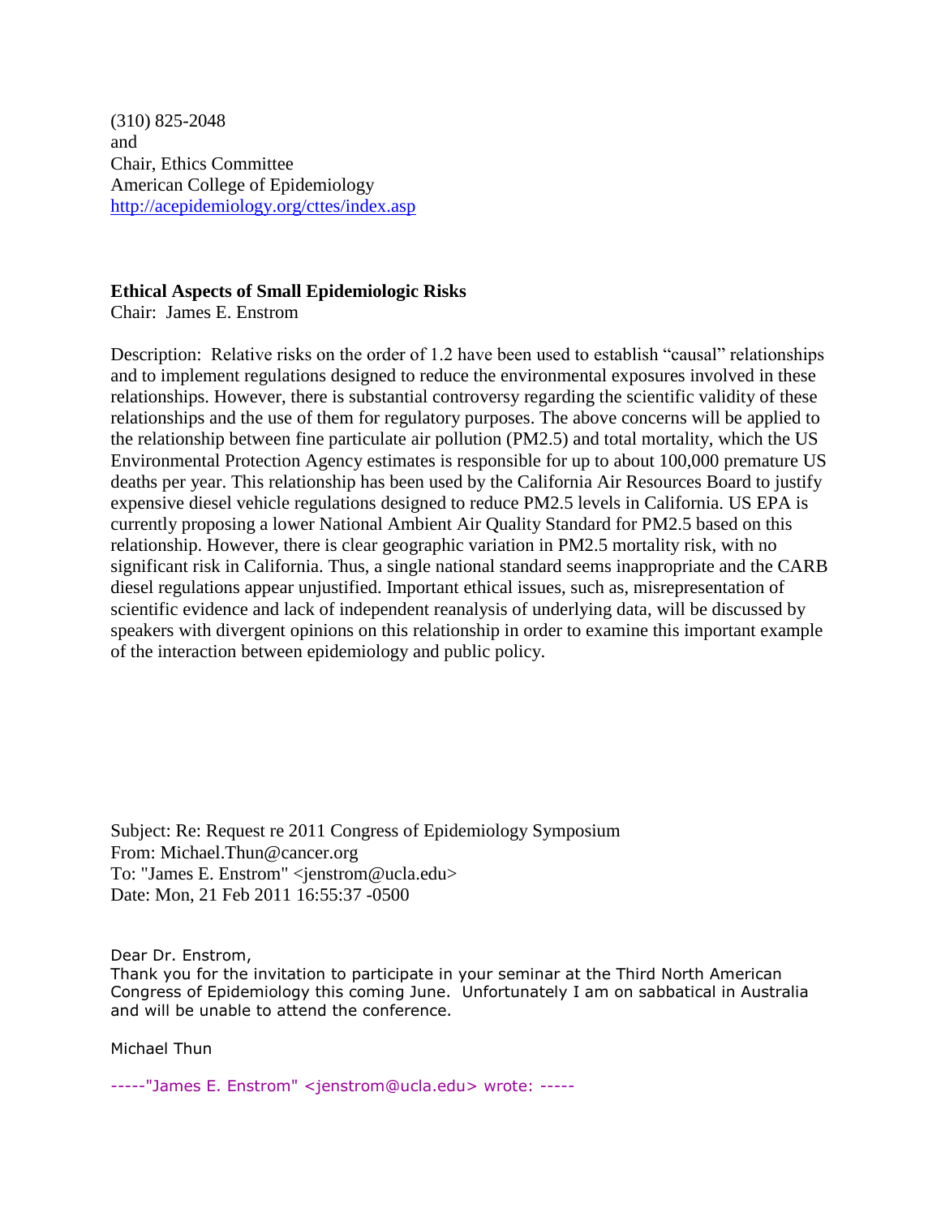(310) 825-2048
and
Chair, Ethics Committee
American College of Epidemiology
http://acepidemiology.org/cttes/index.asp

**Ethical Aspects of Small Epidemiologic Risks**
Chair: James E. Enstrom

Description: Relative risks on the order of 1.2 have been used to establish "causal" relationships and to implement regulations designed to reduce the environmental exposures involved in these relationships. However, there is substantial controversy regarding the scientific validity of these relationships and the use of them for regulatory purposes. The above concerns will be applied to the relationship between fine particulate air pollution (PM2.5) and total mortality, which the US Environmental Protection Agency estimates is responsible for up to about 100,000 premature US deaths per year. This relationship has been used by the California Air Resources Board to justify expensive diesel vehicle regulations designed to reduce PM2.5 levels in California. US EPA is currently proposing a lower National Ambient Air Quality Standard for PM2.5 based on this relationship. However, there is clear geographic variation in PM2.5 mortality risk, with no significant risk in California. Thus, a single national standard seems inappropriate and the CARB diesel regulations appear unjustified. Important ethical issues, such as, misrepresentation of scientific evidence and lack of independent reanalysis of underlying data, will be discussed by speakers with divergent opinions on this relationship in order to examine this important example of the interaction between epidemiology and public policy.

Subject: Re: Request re 2011 Congress of Epidemiology Symposium
From: Michael.Thun@cancer.org
To: "James E. Enstrom" <jenstrom@ucla.edu>
Date: Mon, 21 Feb 2011 16:55:37 -0500

Dear Dr. Enstrom,
Thank you for the invitation to participate in your seminar at the Third North American Congress of Epidemiology this coming June. Unfortunately I am on sabbatical in Australia and will be unable to attend the conference.

Michael Thun

-----"James E. Enstrom" <jenstrom@ucla.edu> wrote: -----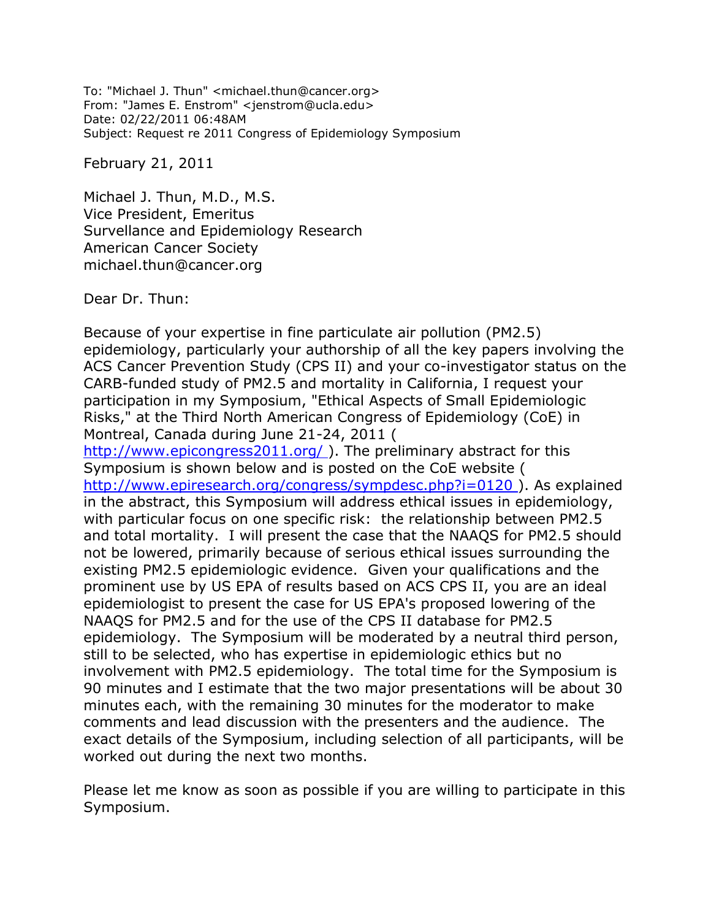To: "Michael J. Thun" <michael.thun@cancer.org>
From: "James E. Enstrom" <jenstrom@ucla.edu>
Date: 02/22/2011 06:48AM
Subject: Request re 2011 Congress of Epidemiology Symposium

February 21, 2011

Michael J. Thun, M.D., M.S.
Vice President, Emeritus
Survellance and Epidemiology Research
American Cancer Society
michael.thun@cancer.org

Dear Dr. Thun:

Because of your expertise in fine particulate air pollution (PM2.5) epidemiology, particularly your authorship of all the key papers involving the ACS Cancer Prevention Study (CPS II) and your co-investigator status on the CARB-funded study of PM2.5 and mortality in California, I request your participation in my Symposium, "Ethical Aspects of Small Epidemiologic Risks," at the Third North American Congress of Epidemiology (CoE) in Montreal, Canada during June 21-24, 2011 ( http://www.epicongress2011.org/ ). The preliminary abstract for this Symposium is shown below and is posted on the CoE website ( http://www.epiresearch.org/congress/sympdesc.php?i=0120 ). As explained in the abstract, this Symposium will address ethical issues in epidemiology, with particular focus on one specific risk: the relationship between PM2.5 and total mortality. I will present the case that the NAAQS for PM2.5 should not be lowered, primarily because of serious ethical issues surrounding the existing PM2.5 epidemiologic evidence. Given your qualifications and the prominent use by US EPA of results based on ACS CPS II, you are an ideal epidemiologist to present the case for US EPA's proposed lowering of the NAAQS for PM2.5 and for the use of the CPS II database for PM2.5 epidemiology. The Symposium will be moderated by a neutral third person, still to be selected, who has expertise in epidemiologic ethics but no involvement with PM2.5 epidemiology. The total time for the Symposium is 90 minutes and I estimate that the two major presentations will be about 30 minutes each, with the remaining 30 minutes for the moderator to make comments and lead discussion with the presenters and the audience. The exact details of the Symposium, including selection of all participants, will be worked out during the next two months.

Please let me know as soon as possible if you are willing to participate in this Symposium.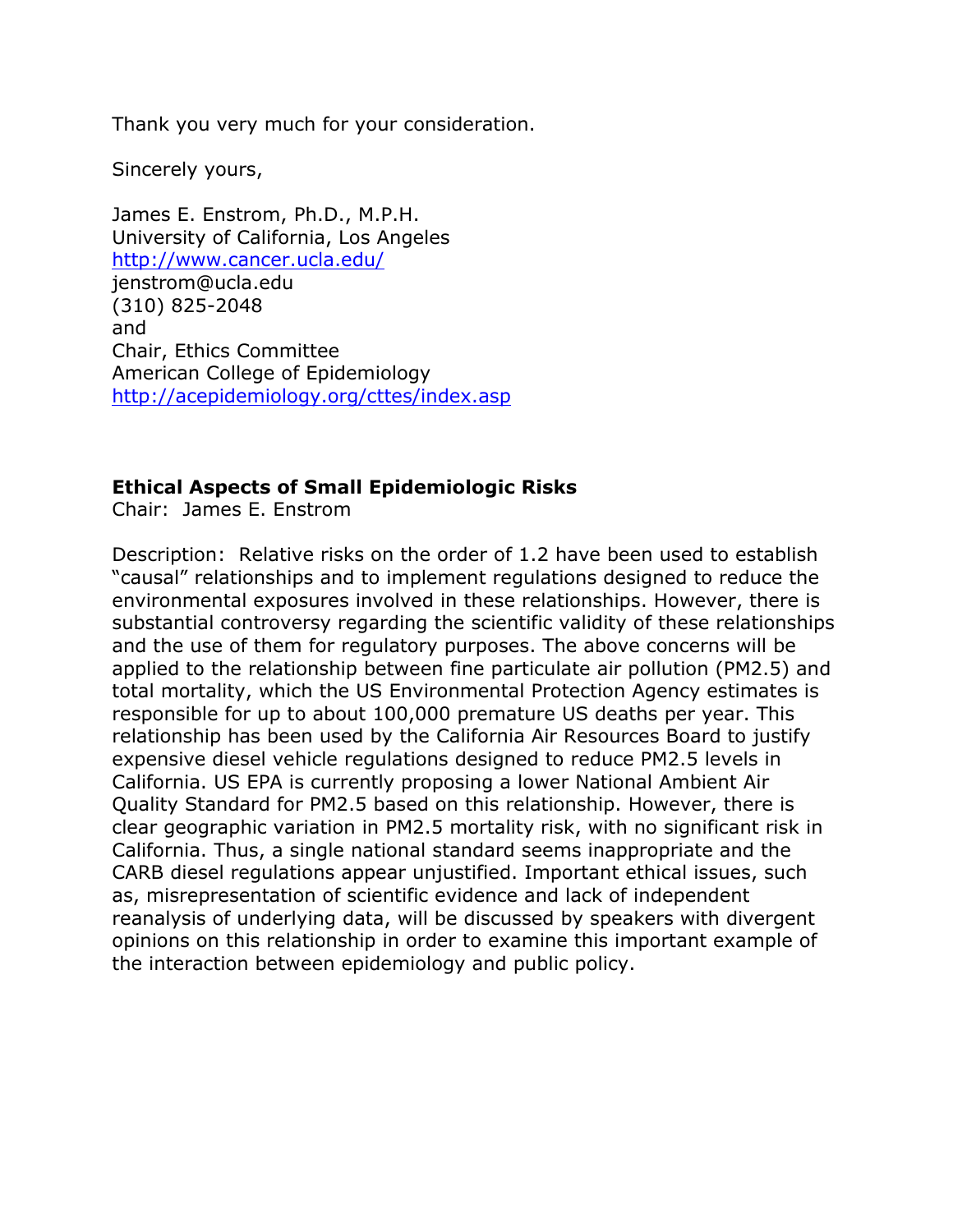Thank you very much for your consideration.

Sincerely yours,

James E. Enstrom, Ph.D., M.P.H.
University of California, Los Angeles
http://www.cancer.ucla.edu/
jenstrom@ucla.edu
(310) 825-2048
and
Chair, Ethics Committee
American College of Epidemiology
http://acepidemiology.org/cttes/index.asp

**Ethical Aspects of Small Epidemiologic Risks**
Chair: James E. Enstrom

Description: Relative risks on the order of 1.2 have been used to establish "causal" relationships and to implement regulations designed to reduce the environmental exposures involved in these relationships. However, there is substantial controversy regarding the scientific validity of these relationships and the use of them for regulatory purposes. The above concerns will be applied to the relationship between fine particulate air pollution ($PM_{2.5}$) and total mortality, which the US Environmental Protection Agency estimates is responsible for up to about 100,000 premature US deaths per year. This relationship has been used by the California Air Resources Board to justify expensive diesel vehicle regulations designed to reduce $PM_{2.5}$ levels in California. US EPA is currently proposing a lower National Ambient Air Quality Standard for $PM_{2.5}$ based on this relationship. However, there is clear geographic variation in $PM_{2.5}$ mortality risk, with no significant risk in California. Thus, a single national standard seems inappropriate and the CARB diesel regulations appear unjustified. Important ethical issues, such as, misrepresentation of scientific evidence and lack of independent reanalysis of underlying data, will be discussed by speakers with divergent opinions on this relationship in order to examine this important example of the interaction between epidemiology and public policy.